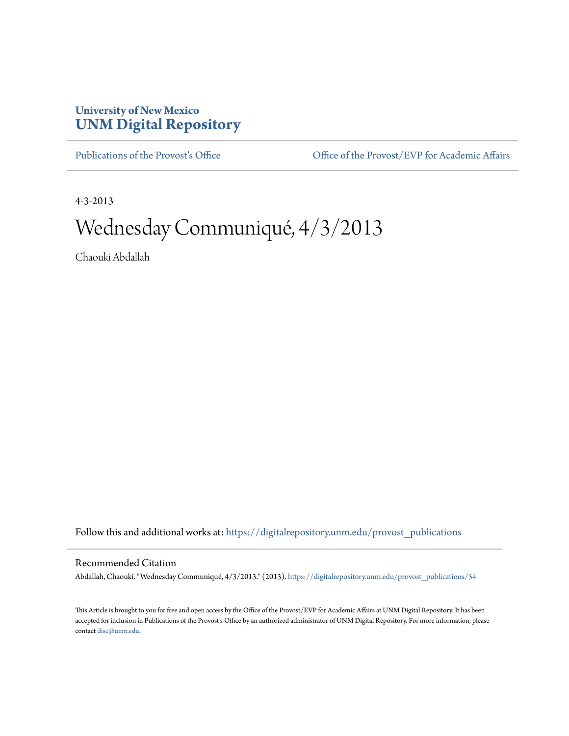University of New Mexico
**UNM Digital Repository**

Publications of the Provost's Office | Office of the Provost/EVP for Academic Affairs

4-3-2013

# Wednesday Communiqué, 4/3/2013

Chaouki Abdallah

Follow this and additional works at: https://digitalrepository.unm.edu/provost_publications

## Recommended Citation

Abdallah, Chaouki. "Wednesday Communiqué, 4/3/2013." (2013). https://digitalrepository.unm.edu/provost_publications/54

This Article is brought to you for free and open access by the Office of the Provost/EVP for Academic Affairs at UNM Digital Repository. It has been accepted for inclusion in Publications of the Provost's Office by an authorized administrator of UNM Digital Repository. For more information, please contact disc@unm.edu.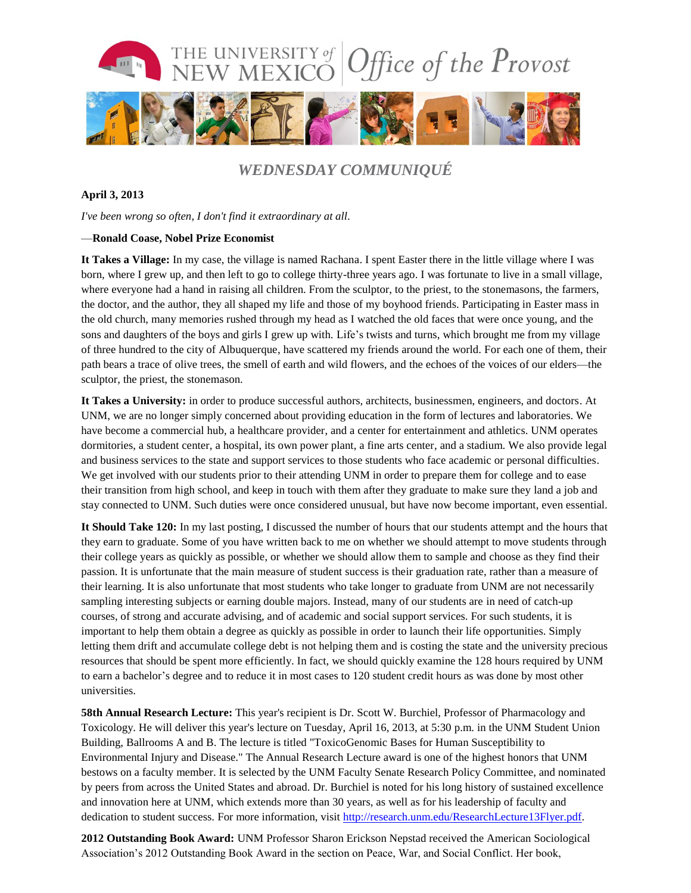# WEDNESDAY COMMUNIQUÉ

**April 3, 2013**

*I've been wrong so often, I don't find it extraordinary at all.*

—**Ronald Coase, Nobel Prize Economist**

**It Takes a Village:** In my case, the village is named Rachana. I spent Easter there in the little village where I was born, where I grew up, and then left to go to college thirty-three years ago. I was fortunate to live in a small village, where everyone had a hand in raising all children. From the sculptor, to the priest, to the stonemasons, the farmers, the doctor, and the author, they all shaped my life and those of my boyhood friends. Participating in Easter mass in the old church, many memories rushed through my head as I watched the old faces that were once young, and the sons and daughters of the boys and girls I grew up with. Life's twists and turns, which brought me from my village of three hundred to the city of Albuquerque, have scattered my friends around the world. For each one of them, their path bears a trace of olive trees, the smell of earth and wild flowers, and the echoes of the voices of our elders—the sculptor, the priest, the stonemason.

**It Takes a University:** in order to produce successful authors, architects, businessmen, engineers, and doctors. At UNM, we are no longer simply concerned about providing education in the form of lectures and laboratories. We have become a commercial hub, a healthcare provider, and a center for entertainment and athletics. UNM operates dormitories, a student center, a hospital, its own power plant, a fine arts center, and a stadium. We also provide legal and business services to the state and support services to those students who face academic or personal difficulties. We get involved with our students prior to their attending UNM in order to prepare them for college and to ease their transition from high school, and keep in touch with them after they graduate to make sure they land a job and stay connected to UNM. Such duties were once considered unusual, but have now become important, even essential.

**It Should Take 120:** In my last posting, I discussed the number of hours that our students attempt and the hours that they earn to graduate. Some of you have written back to me on whether we should attempt to move students through their college years as quickly as possible, or whether we should allow them to sample and choose as they find their passion. It is unfortunate that the main measure of student success is their graduation rate, rather than a measure of their learning. It is also unfortunate that most students who take longer to graduate from UNM are not necessarily sampling interesting subjects or earning double majors. Instead, many of our students are in need of catch-up courses, of strong and accurate advising, and of academic and social support services. For such students, it is important to help them obtain a degree as quickly as possible in order to launch their life opportunities. Simply letting them drift and accumulate college debt is not helping them and is costing the state and the university precious resources that should be spent more efficiently. In fact, we should quickly examine the 128 hours required by UNM to earn a bachelor's degree and to reduce it in most cases to 120 student credit hours as was done by most other universities.

**58th Annual Research Lecture:** This year's recipient is Dr. Scott W. Burchiel, Professor of Pharmacology and Toxicology. He will deliver this year's lecture on Tuesday, April 16, 2013, at 5:30 p.m. in the UNM Student Union Building, Ballrooms A and B. The lecture is titled "ToxicoGenomic Bases for Human Susceptibility to Environmental Injury and Disease." The Annual Research Lecture award is one of the highest honors that UNM bestows on a faculty member. It is selected by the UNM Faculty Senate Research Policy Committee, and nominated by peers from across the United States and abroad. Dr. Burchiel is noted for his long history of sustained excellence and innovation here at UNM, which extends more than 30 years, as well as for his leadership of faculty and dedication to student success. For more information, visit http://research.unm.edu/ResearchLecture13Flyer.pdf.

**2012 Outstanding Book Award:** UNM Professor Sharon Erickson Nepstad received the American Sociological Association's 2012 Outstanding Book Award in the section on Peace, War, and Social Conflict. Her book,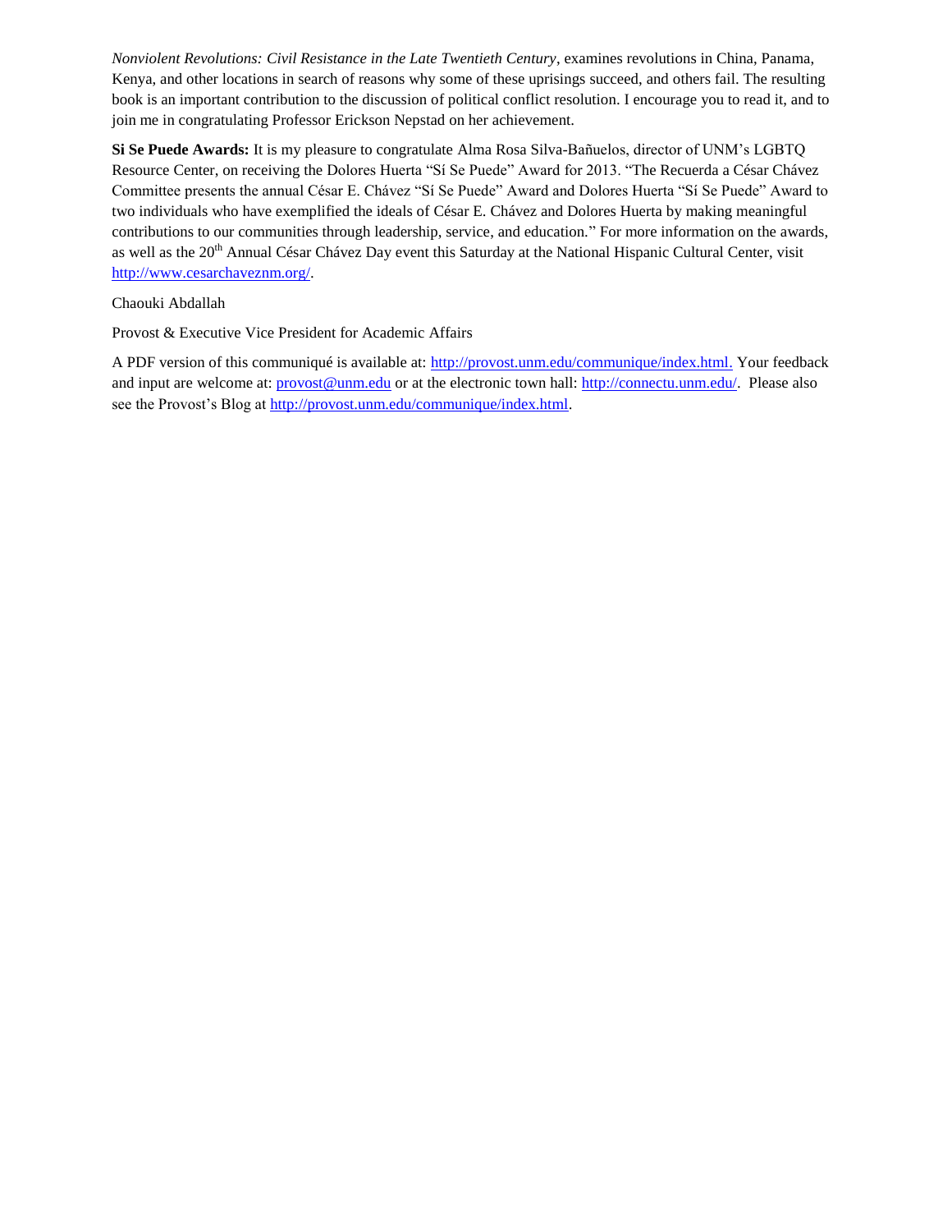*Nonviolent Revolutions: Civil Resistance in the Late Twentieth Century*, examines revolutions in China, Panama, Kenya, and other locations in search of reasons why some of these uprisings succeed, and others fail. The resulting book is an important contribution to the discussion of political conflict resolution. I encourage you to read it, and to join me in congratulating Professor Erickson Nepstad on her achievement.

**Si Se Puede Awards:** It is my pleasure to congratulate Alma Rosa Silva-Bañuelos, director of UNM's LGBTQ Resource Center, on receiving the Dolores Huerta "Sí Se Puede" Award for 2013. "The Recuerda a César Chávez Committee presents the annual César E. Chávez "Sí Se Puede" Award and Dolores Huerta "Sí Se Puede" Award to two individuals who have exemplified the ideals of César E. Chávez and Dolores Huerta by making meaningful contributions to our communities through leadership, service, and education." For more information on the awards, as well as the 20th Annual César Chávez Day event this Saturday at the National Hispanic Cultural Center, visit http://www.cesarchaveznm.org/.

Chaouki Abdallah

Provost & Executive Vice President for Academic Affairs

A PDF version of this communiqué is available at: http://provost.unm.edu/communique/index.html. Your feedback and input are welcome at: provost@unm.edu or at the electronic town hall: http://connectu.unm.edu/. Please also see the Provost's Blog at http://provost.unm.edu/communique/index.html.